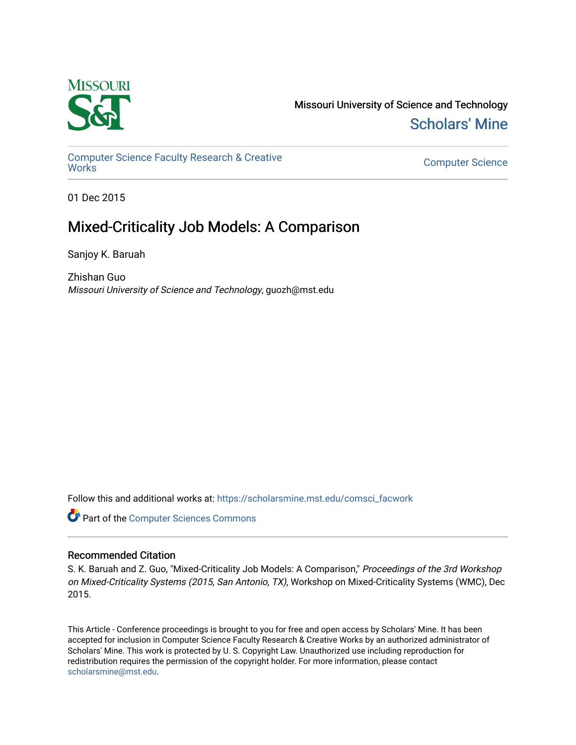Missouri University of Science and Technology

Scholars' Mine

Computer Science Faculty Research & Creative Works

Computer Science

01 Dec 2015

# Mixed-Criticality Job Models: A Comparison

Sanjoy K. Baruah

Zhishan Guo
*Missouri University of Science and Technology*, guozh@mst.edu

Follow this and additional works at: https://scholarsmine.mst.edu/comsci_facwork

Part of the Computer Sciences Commons

## Recommended Citation

S. K. Baruah and Z. Guo, "Mixed-Criticality Job Models: A Comparison," *Proceedings of the 3rd Workshop on Mixed-Criticality Systems (2015, San Antonio, TX)*, Workshop on Mixed-Criticality Systems (WMC), Dec 2015.

This Article - Conference proceedings is brought to you for free and open access by Scholars' Mine. It has been accepted for inclusion in Computer Science Faculty Research & Creative Works by an authorized administrator of Scholars' Mine. This work is protected by U. S. Copyright Law. Unauthorized use including reproduction for redistribution requires the permission of the copyright holder. For more information, please contact scholarsmine@mst.edu.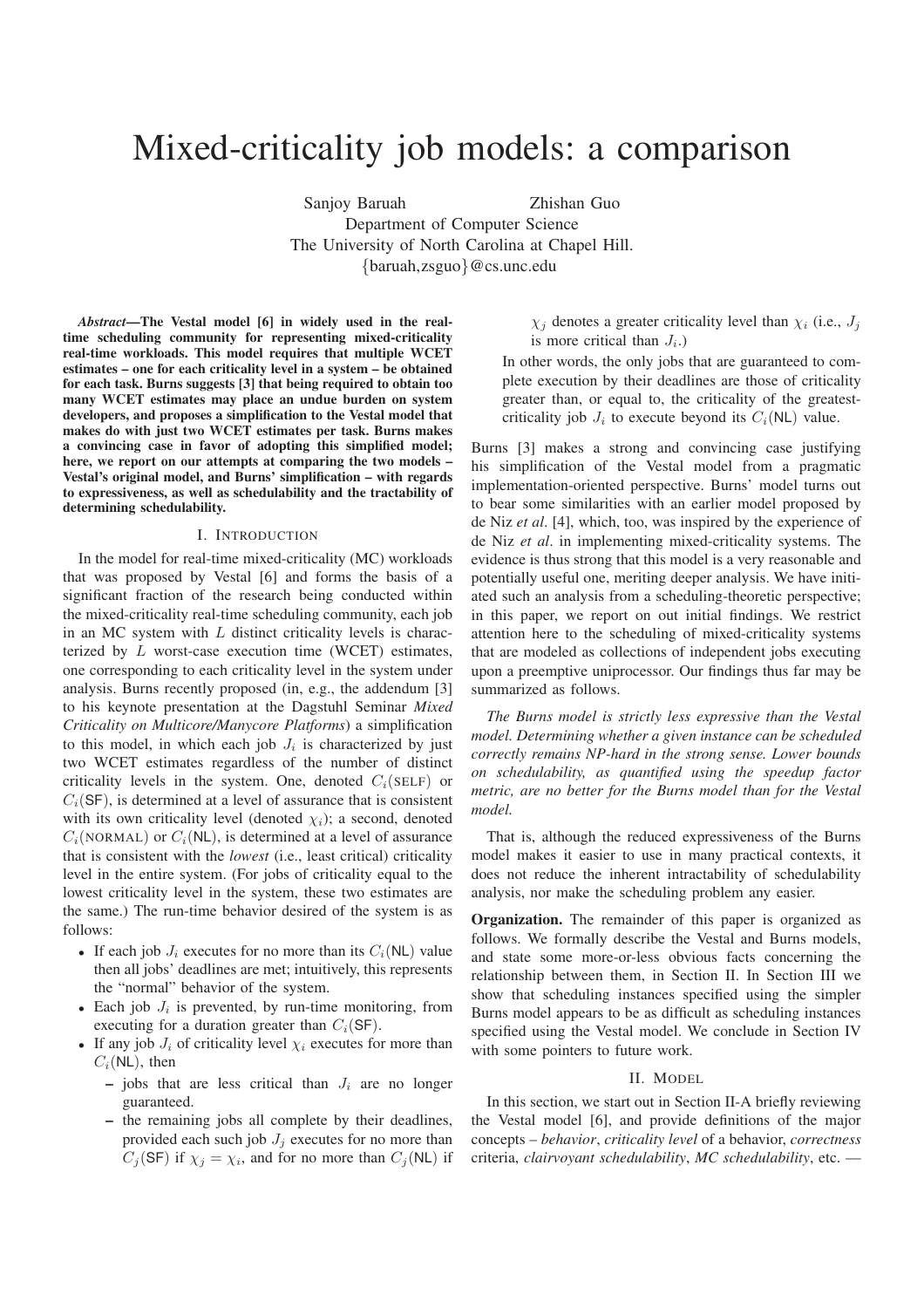# Mixed-criticality job models: a comparison

Sanjoy Baruah Zhishan Guo
Department of Computer Science
The University of North Carolina at Chapel Hill.
{baruah,zsguo}@cs.unc.edu

***Abstract*—The Vestal model [6] in widely used in the real-time scheduling community for representing mixed-criticality real-time workloads. This model requires that multiple WCET estimates – one for each criticality level in a system – be obtained for each task. Burns suggests [3] that being required to obtain too many WCET estimates may place an undue burden on system developers, and proposes a simplification to the Vestal model that makes do with just two WCET estimates per task. Burns makes a convincing case in favor of adopting this simplified model; here, we report on our attempts at comparing the two models – Vestal's original model, and Burns' simplification – with regards to expressiveness, as well as schedulability and the tractability of determining schedulability.**

## I. Introduction

In the model for real-time mixed-criticality (MC) workloads that was proposed by Vestal [6] and forms the basis of a significant fraction of the research being conducted within the mixed-criticality real-time scheduling community, each job in an MC system with $L$ distinct criticality levels is characterized by $L$ worst-case execution time (WCET) estimates, one corresponding to each criticality level in the system under analysis. Burns recently proposed (in, e.g., the addendum [3] to his keynote presentation at the Dagstuhl Seminar *Mixed Criticality on Multicore/Manycore Platforms*) a simplification to this model, in which each job $J_i$ is characterized by just two WCET estimates regardless of the number of distinct criticality levels in the system. One, denoted $C_i(\text{SELF})$ or $C_i(\mathsf{SF})$, is determined at a level of assurance that is consistent with its own criticality level (denoted $\chi_i$); a second, denoted $C_i(\text{NORMAL})$ or $C_i(\mathsf{NL})$, is determined at a level of assurance that is consistent with the *lowest* (i.e., least critical) criticality level in the entire system. (For jobs of criticality equal to the lowest criticality level in the system, these two estimates are the same.) The run-time behavior desired of the system is as follows:

- If each job $J_i$ executes for no more than its $C_i(\mathsf{NL})$ value then all jobs' deadlines are met; intuitively, this represents the "normal" behavior of the system.
- Each job $J_i$ is prevented, by run-time monitoring, from executing for a duration greater than $C_i(\mathsf{SF})$.
- If any job $J_i$ of criticality level $\chi_i$ executes for more than $C_i(\mathsf{NL})$, then
  - jobs that are less critical than $J_i$ are no longer guaranteed.
  - the remaining jobs all complete by their deadlines, provided each such job $J_j$ executes for no more than $C_j(\mathsf{SF})$ if $\chi_j = \chi_i$, and for no more than $C_j(\mathsf{NL})$ if $\chi_j$ denotes a greater criticality level than $\chi_i$ (i.e., $J_j$ is more critical than $J_i$.)

In other words, the only jobs that are guaranteed to complete execution by their deadlines are those of criticality greater than, or equal to, the criticality of the greatest-criticality job $J_i$ to execute beyond its $C_i(\mathsf{NL})$ value.

Burns [3] makes a strong and convincing case justifying his simplification of the Vestal model from a pragmatic implementation-oriented perspective. Burns' model turns out to bear some similarities with an earlier model proposed by de Niz *et al*. [4], which, too, was inspired by the experience of de Niz *et al*. in implementing mixed-criticality systems. The evidence is thus strong that this model is a very reasonable and potentially useful one, meriting deeper analysis. We have initiated such an analysis from a scheduling-theoretic perspective; in this paper, we report on out initial findings. We restrict attention here to the scheduling of mixed-criticality systems that are modeled as collections of independent jobs executing upon a preemptive uniprocessor. Our findings thus far may be summarized as follows.

*The Burns model is strictly less expressive than the Vestal model. Determining whether a given instance can be scheduled correctly remains NP-hard in the strong sense. Lower bounds on schedulability, as quantified using the speedup factor metric, are no better for the Burns model than for the Vestal model.*

That is, although the reduced expressiveness of the Burns model makes it easier to use in many practical contexts, it does not reduce the inherent intractability of schedulability analysis, nor make the scheduling problem any easier.

**Organization.** The remainder of this paper is organized as follows. We formally describe the Vestal and Burns models, and state some more-or-less obvious facts concerning the relationship between them, in Section II. In Section III we show that scheduling instances specified using the simpler Burns model appears to be as difficult as scheduling instances specified using the Vestal model. We conclude in Section IV with some pointers to future work.

## II. Model

In this section, we start out in Section II-A briefly reviewing the Vestal model [6], and provide definitions of the major concepts – *behavior*, *criticality level* of a behavior, *correctness* criteria, *clairvoyant schedulability*, *MC schedulability*, etc. —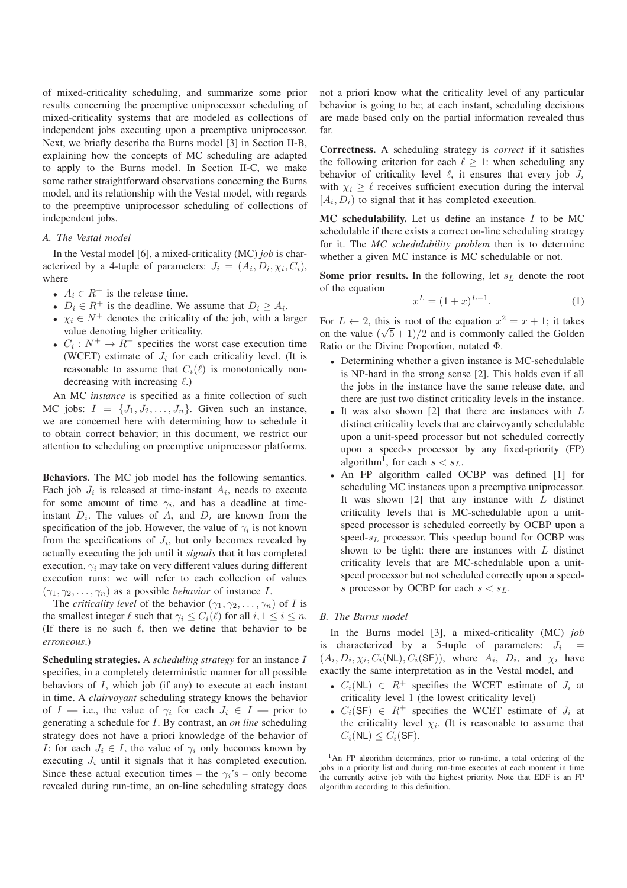of mixed-criticality scheduling, and summarize some prior results concerning the preemptive uniprocessor scheduling of mixed-criticality systems that are modeled as collections of independent jobs executing upon a preemptive uniprocessor. Next, we briefly describe the Burns model [3] in Section II-B, explaining how the concepts of MC scheduling are adapted to apply to the Burns model. In Section II-C, we make some rather straightforward observations concerning the Burns model, and its relationship with the Vestal model, with regards to the preemptive uniprocessor scheduling of collections of independent jobs.

### A. The Vestal model

In the Vestal model [6], a mixed-criticality (MC) *job* is characterized by a 4-tuple of parameters: $J_i = (A_i, D_i, \chi_i, C_i)$, where

- $A_i \in R^+$ is the release time.
- $D_i \in R^+$ is the deadline. We assume that $D_i \geq A_i$.
- $\chi_i \in N^+$ denotes the criticality of the job, with a larger value denoting higher criticality.
- $C_i : N^+ \rightarrow R^+$ specifies the worst case execution time (WCET) estimate of $J_i$ for each criticality level. (It is reasonable to assume that $C_i(\ell)$ is monotonically non-decreasing with increasing $\ell$.)

An MC *instance* is specified as a finite collection of such MC jobs: $I = \{J_1, J_2, \ldots, J_n\}$. Given such an instance, we are concerned here with determining how to schedule it to obtain correct behavior; in this document, we restrict our attention to scheduling on preemptive uniprocessor platforms.

**Behaviors.** The MC job model has the following semantics. Each job $J_i$ is released at time-instant $A_i$, needs to execute for some amount of time $\gamma_i$, and has a deadline at time-instant $D_i$. The values of $A_i$ and $D_i$ are known from the specification of the job. However, the value of $\gamma_i$ is not known from the specifications of $J_i$, but only becomes revealed by actually executing the job until it *signals* that it has completed execution. $\gamma_i$ may take on very different values during different execution runs: we will refer to each collection of values $(\gamma_1, \gamma_2, \ldots, \gamma_n)$ as a possible *behavior* of instance $I$.

The *criticality level* of the behavior $(\gamma_1, \gamma_2, \ldots, \gamma_n)$ of $I$ is the smallest integer $\ell$ such that $\gamma_i \leq C_i(\ell)$ for all $i, 1 \leq i \leq n$. (If there is no such $\ell$, then we define that behavior to be *erroneous*.)

**Scheduling strategies.** A *scheduling strategy* for an instance $I$ specifies, in a completely deterministic manner for all possible behaviors of $I$, which job (if any) to execute at each instant in time. A *clairvoyant* scheduling strategy knows the behavior of $I$ — i.e., the value of $\gamma_i$ for each $J_i \in I$ — prior to generating a schedule for $I$. By contrast, an *on line* scheduling strategy does not have a priori knowledge of the behavior of $I$: for each $J_i \in I$, the value of $\gamma_i$ only becomes known by executing $J_i$ until it signals that it has completed execution. Since these actual execution times – the $\gamma_i$'s – only become revealed during run-time, an on-line scheduling strategy does not a priori know what the criticality level of any particular behavior is going to be; at each instant, scheduling decisions are made based only on the partial information revealed thus far.

**Correctness.** A scheduling strategy is *correct* if it satisfies the following criterion for each $\ell \geq 1$: when scheduling any behavior of criticality level $\ell$, it ensures that every job $J_i$ with $\chi_i \geq \ell$ receives sufficient execution during the interval $[A_i, D_i)$ to signal that it has completed execution.

**MC schedulability.** Let us define an instance $I$ to be MC schedulable if there exists a correct on-line scheduling strategy for it. The *MC schedulability problem* then is to determine whether a given MC instance is MC schedulable or not.

**Some prior results.** In the following, let $s_L$ denote the root of the equation

$$x^L = (1 + x)^{L-1}. \tag{1}$$

For $L \leftarrow 2$, this is root of the equation $x^2 = x + 1$; it takes on the value $(\sqrt{5} + 1)/2$ and is commonly called the Golden Ratio or the Divine Proportion, notated $\Phi$.

- Determining whether a given instance is MC-schedulable is NP-hard in the strong sense [2]. This holds even if all the jobs in the instance have the same release date, and there are just two distinct criticality levels in the instance.
- It was also shown [2] that there are instances with $L$ distinct criticality levels that are clairvoyantly schedulable upon a unit-speed processor but not scheduled correctly upon a speed-$s$ processor by any fixed-priority (FP) algorithm[1], for each $s < s_L$.
- An FP algorithm called OCBP was defined [1] for scheduling MC instances upon a preemptive uniprocessor. It was shown [2] that any instance with $L$ distinct criticality levels that is MC-schedulable upon a unit-speed processor is scheduled correctly by OCBP upon a speed-$s_L$ processor. This speedup bound for OCBP was shown to be tight: there are instances with $L$ distinct criticality levels that are MC-schedulable upon a unit-speed processor but not scheduled correctly upon a speed-$s$ processor by OCBP for each $s < s_L$.

### B. The Burns model

In the Burns model [3], a mixed-criticality (MC) *job* is characterized by a 5-tuple of parameters: $J_i = (A_i, D_i, \chi_i, C_i(\mathsf{NL}), C_i(\mathsf{SF}))$, where $A_i$, $D_i$, and $\chi_i$ have exactly the same interpretation as in the Vestal model, and

- $C_i(\mathsf{NL}) \in R^+$ specifies the WCET estimate of $J_i$ at criticality level 1 (the lowest criticality level)
- $C_i(\mathsf{SF}) \in R^+$ specifies the WCET estimate of $J_i$ at the criticality level $\chi_i$. (It is reasonable to assume that $C_i(\mathsf{NL}) \leq C_i(\mathsf{SF})$.

[1] An FP algorithm determines, prior to run-time, a total ordering of the jobs in a priority list and during run-time executes at each moment in time the currently active job with the highest priority. Note that EDF is an FP algorithm according to this definition.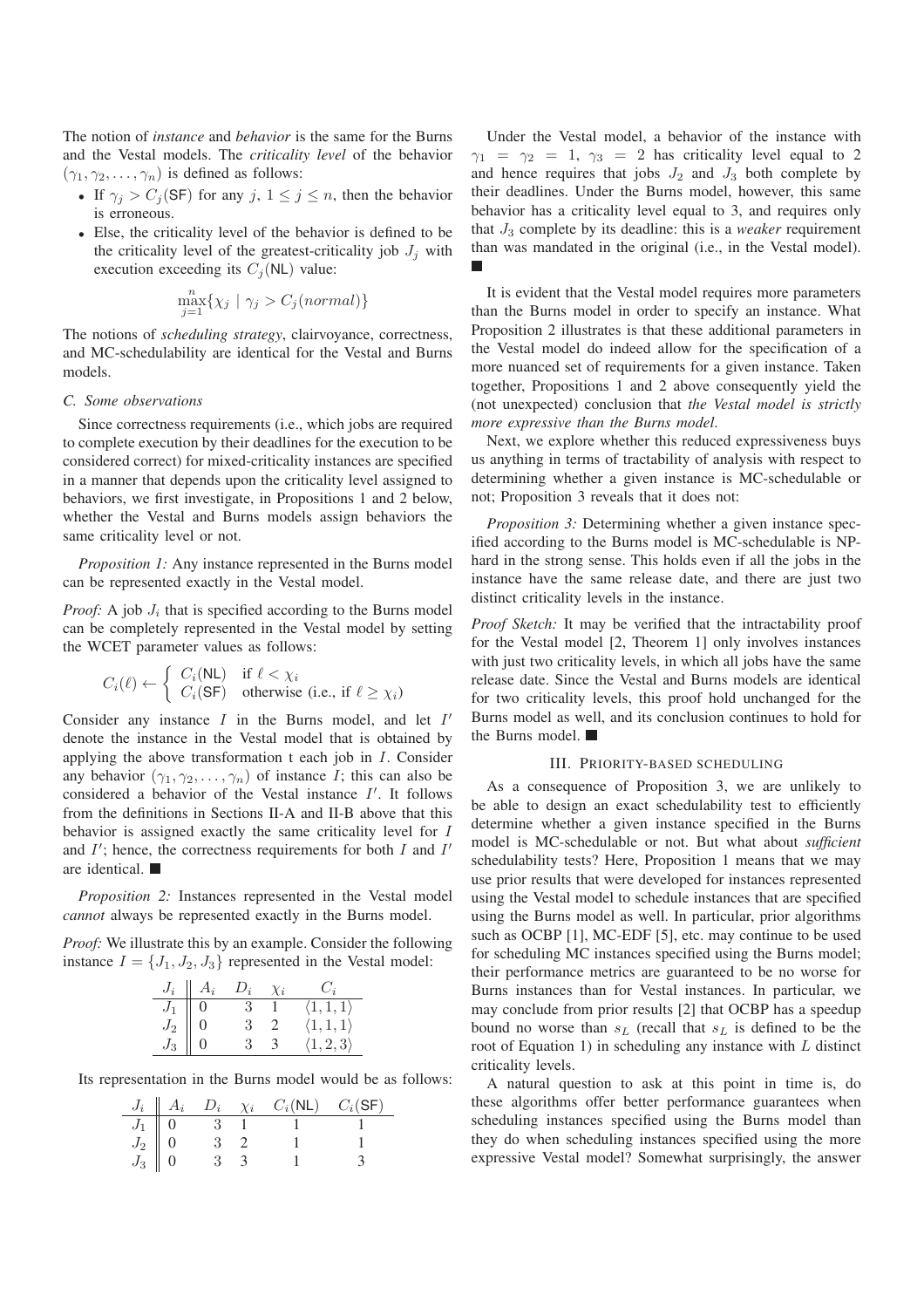The notion of *instance* and *behavior* is the same for the Burns and the Vestal models. The *criticality level* of the behavior $(\gamma_1, \gamma_2, \ldots, \gamma_n)$ is defined as follows:

- If $\gamma_j > C_j(\mathsf{SF})$ for any $j$, $1 \leq j \leq n$, then the behavior is erroneous.
- Else, the criticality level of the behavior is defined to be the criticality level of the greatest-criticality job $J_j$ with execution exceeding its $C_j(\mathsf{NL})$ value:

$$\max_{j=1}^{n}\{\chi_j \mid \gamma_j > C_j(normal)\}$$

The notions of *scheduling strategy*, clairvoyance, correctness, and MC-schedulability are identical for the Vestal and Burns models.

### C. Some observations

Since correctness requirements (i.e., which jobs are required to complete execution by their deadlines for the execution to be considered correct) for mixed-criticality instances are specified in a manner that depends upon the criticality level assigned to behaviors, we first investigate, in Propositions 1 and 2 below, whether the Vestal and Burns models assign behaviors the same criticality level or not.

*Proposition 1:* Any instance represented in the Burns model can be represented exactly in the Vestal model.

*Proof:* A job $J_i$ that is specified according to the Burns model can be completely represented in the Vestal model by setting the WCET parameter values as follows:

$$C_i(\ell) \leftarrow \begin{cases} C_i(\mathsf{NL}) & \text{if } \ell < \chi_i \\ C_i(\mathsf{SF}) & \text{otherwise (i.e., if } \ell \geq \chi_i) \end{cases}$$

Consider any instance $I$ in the Burns model, and let $I'$ denote the instance in the Vestal model that is obtained by applying the above transformation t each job in $I$. Consider any behavior $(\gamma_1, \gamma_2, \ldots, \gamma_n)$ of instance $I$; this can also be considered a behavior of the Vestal instance $I'$. It follows from the definitions in Sections II-A and II-B above that this behavior is assigned exactly the same criticality level for $I$ and $I'$; hence, the correctness requirements for both $I$ and $I'$ are identical. ■

*Proposition 2:* Instances represented in the Vestal model *cannot* always be represented exactly in the Burns model.

*Proof:* We illustrate this by an example. Consider the following instance $I = \{J_1, J_2, J_3\}$ represented in the Vestal model:

| $J_i$ | $A_i$ | $D_i$ | $\chi_i$ | $C_i$ |
|---|---|---|---|---|
| $J_1$ | 0 | 3 | 1 | $\langle 1, 1, 1\rangle$ |
| $J_2$ | 0 | 3 | 2 | $\langle 1, 1, 1\rangle$ |
| $J_3$ | 0 | 3 | 3 | $\langle 1, 2, 3\rangle$ |

Its representation in the Burns model would be as follows:

| $J_i$ | $A_i$ | $D_i$ | $\chi_i$ | $C_i(\mathsf{NL})$ | $C_i(\mathsf{SF})$ |
|---|---|---|---|---|---|
| $J_1$ | 0 | 3 | 1 | 1 | 1 |
| $J_2$ | 0 | 3 | 2 | 1 | 1 |
| $J_3$ | 0 | 3 | 3 | 1 | 3 |

Under the Vestal model, a behavior of the instance with $\gamma_1 = \gamma_2 = 1$, $\gamma_3 = 2$ has criticality level equal to 2 and hence requires that jobs $J_2$ and $J_3$ both complete by their deadlines. Under the Burns model, however, this same behavior has a criticality level equal to 3, and requires only that $J_3$ complete by its deadline: this is a *weaker* requirement than was mandated in the original (i.e., in the Vestal model). ■

It is evident that the Vestal model requires more parameters than the Burns model in order to specify an instance. What Proposition 2 illustrates is that these additional parameters in the Vestal model do indeed allow for the specification of a more nuanced set of requirements for a given instance. Taken together, Propositions 1 and 2 above consequently yield the (not unexpected) conclusion that *the Vestal model is strictly more expressive than the Burns model*.

Next, we explore whether this reduced expressiveness buys us anything in terms of tractability of analysis with respect to determining whether a given instance is MC-schedulable or not; Proposition 3 reveals that it does not:

*Proposition 3:* Determining whether a given instance specified according to the Burns model is MC-schedulable is NP-hard in the strong sense. This holds even if all the jobs in the instance have the same release date, and there are just two distinct criticality levels in the instance.

*Proof Sketch:* It may be verified that the intractability proof for the Vestal model [2, Theorem 1] only involves instances with just two criticality levels, in which all jobs have the same release date. Since the Vestal and Burns models are identical for two criticality levels, this proof hold unchanged for the Burns model as well, and its conclusion continues to hold for the Burns model. ■

## III. Priority-based scheduling

As a consequence of Proposition 3, we are unlikely to be able to design an exact schedulability test to efficiently determine whether a given instance specified in the Burns model is MC-schedulable or not. But what about *sufficient* schedulability tests? Here, Proposition 1 means that we may use prior results that were developed for instances represented using the Vestal model to schedule instances that are specified using the Burns model as well. In particular, prior algorithms such as OCBP [1], MC-EDF [5], etc. may continue to be used for scheduling MC instances specified using the Burns model; their performance metrics are guaranteed to be no worse for Burns instances than for Vestal instances. In particular, we may conclude from prior results [2] that OCBP has a speedup bound no worse than $s_L$ (recall that $s_L$ is defined to be the root of Equation 1) in scheduling any instance with $L$ distinct criticality levels.

A natural question to ask at this point in time is, do these algorithms offer better performance guarantees when scheduling instances specified using the Burns model than they do when scheduling instances specified using the more expressive Vestal model? Somewhat surprisingly, the answer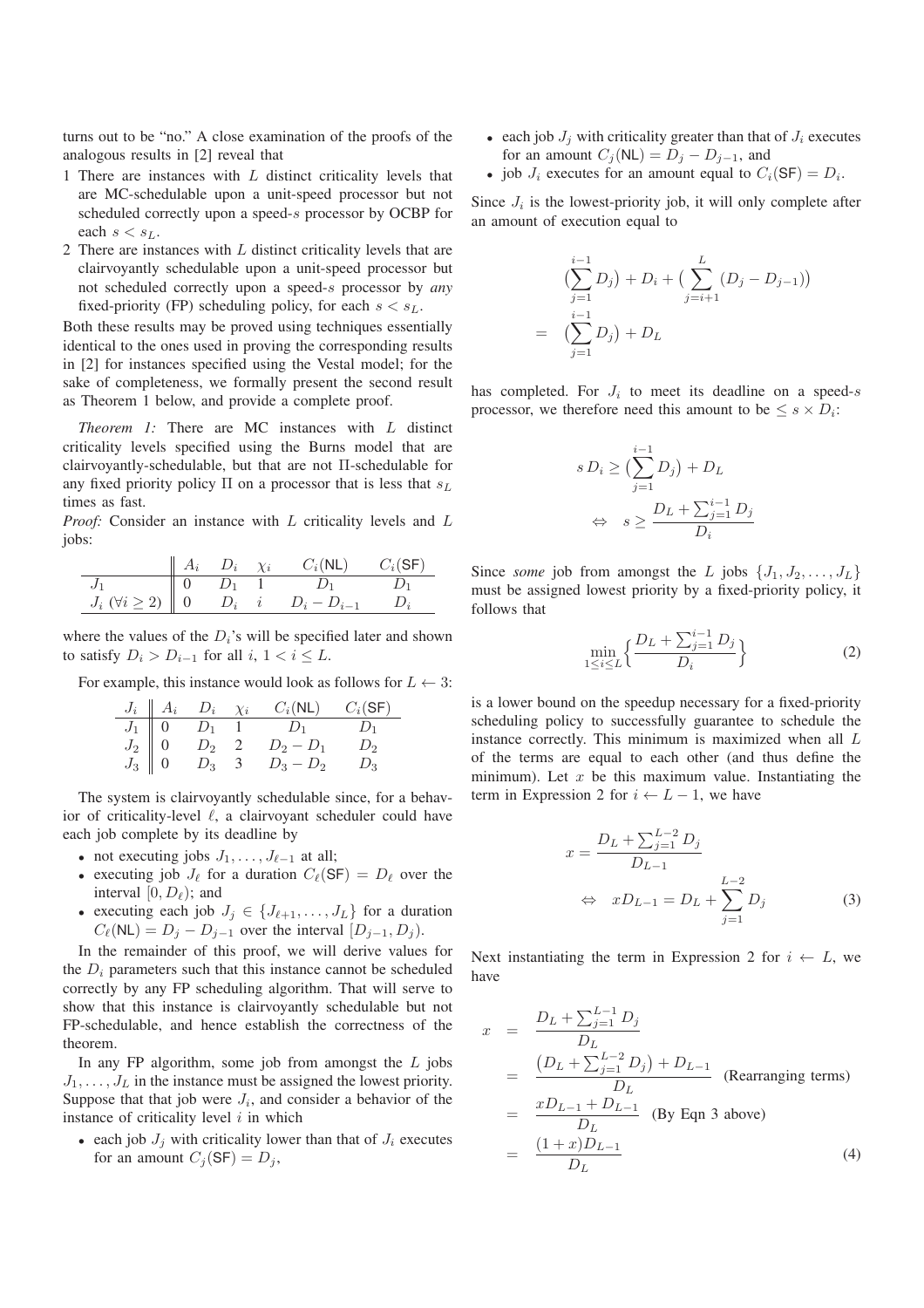turns out to be "no." A close examination of the proofs of the analogous results in [2] reveal that

1 There are instances with $L$ distinct criticality levels that are MC-schedulable upon a unit-speed processor but not scheduled correctly upon a speed-$s$ processor by OCBP for each $s < s_L$.
2 There are instances with $L$ distinct criticality levels that are clairvoyantly schedulable upon a unit-speed processor but not scheduled correctly upon a speed-$s$ processor by *any* fixed-priority (FP) scheduling policy, for each $s < s_L$.

Both these results may be proved using techniques essentially identical to the ones used in proving the corresponding results in [2] for instances specified using the Vestal model; for the sake of completeness, we formally present the second result as Theorem 1 below, and provide a complete proof.

*Theorem 1:* There are MC instances with $L$ distinct criticality levels specified using the Burns model that are clairvoyantly-schedulable, but that are not $\Pi$-schedulable for any fixed priority policy $\Pi$ on a processor that is less that $s_L$ times as fast.

*Proof:* Consider an instance with $L$ criticality levels and $L$ jobs:

| | $A_i$ | $D_i$ | $\chi_i$ | $C_i(\mathsf{NL})$ | $C_i(\mathsf{SF})$ |
|---|---|---|---|---|---|
| $J_1$ | 0 | $D_1$ | 1 | $D_1$ | $D_1$ |
| $J_i$ ($\forall i \geq 2$) | 0 | $D_i$ | $i$ | $D_i - D_{i-1}$ | $D_i$ |

where the values of the $D_i$'s will be specified later and shown to satisfy $D_i > D_{i-1}$ for all $i$, $1 < i \leq L$.

For example, this instance would look as follows for $L \leftarrow 3$:

| $J_i$ | $A_i$ | $D_i$ | $\chi_i$ | $C_i(\mathsf{NL})$ | $C_i(\mathsf{SF})$ |
|---|---|---|---|---|---|
| $J_1$ | 0 | $D_1$ | 1 | $D_1$ | $D_1$ |
| $J_2$ | 0 | $D_2$ | 2 | $D_2 - D_1$ | $D_2$ |
| $J_3$ | 0 | $D_3$ | 3 | $D_3 - D_2$ | $D_3$ |

The system is clairvoyantly schedulable since, for a behavior of criticality-level $\ell$, a clairvoyant scheduler could have each job complete by its deadline by

- not executing jobs $J_1, \ldots, J_{\ell-1}$ at all;
- executing job $J_\ell$ for a duration $C_\ell(\mathsf{SF}) = D_\ell$ over the interval $[0, D_\ell)$; and
- executing each job $J_j \in \{J_{\ell+1}, \ldots, J_L\}$ for a duration $C_\ell(\mathsf{NL}) = D_j - D_{j-1}$ over the interval $[D_{j-1}, D_j)$.

In the remainder of this proof, we will derive values for the $D_i$ parameters such that this instance cannot be scheduled correctly by any FP scheduling algorithm. That will serve to show that this instance is clairvoyantly schedulable but not FP-schedulable, and hence establish the correctness of the theorem.

In any FP algorithm, some job from amongst the $L$ jobs $J_1, \ldots, J_L$ in the instance must be assigned the lowest priority. Suppose that that job were $J_i$, and consider a behavior of the instance of criticality level $i$ in which

- each job $J_j$ with criticality lower than that of $J_i$ executes for an amount $C_j(\mathsf{SF}) = D_j$,
- each job $J_j$ with criticality greater than that of $J_i$ executes for an amount $C_j(\mathsf{NL}) = D_j - D_{j-1}$, and
- job $J_i$ executes for an amount equal to $C_i(\mathsf{SF}) = D_i$.

Since $J_i$ is the lowest-priority job, it will only complete after an amount of execution equal to

$$
\begin{aligned}
& \big(\sum_{j=1}^{i-1} D_j\big) + D_i + \big(\sum_{j=i+1}^{L} (D_j - D_{j-1})\big) \\
= \; & \big(\sum_{j=1}^{i-1} D_j\big) + D_L
\end{aligned}
$$

has completed. For $J_i$ to meet its deadline on a speed-$s$ processor, we therefore need this amount to be $\leq s \times D_i$:

$$
\begin{aligned}
& s\, D_i \geq \big(\sum_{j=1}^{i-1} D_j\big) + D_L \\
\Leftrightarrow \quad & s \geq \frac{D_L + \sum_{j=1}^{i-1} D_j}{D_i}
\end{aligned}
$$

Since *some* job from amongst the $L$ jobs $\{J_1, J_2, \ldots, J_L\}$ must be assigned lowest priority by a fixed-priority policy, it follows that

$$
\min_{1 \leq i \leq L} \Big\{ \frac{D_L + \sum_{j=1}^{i-1} D_j}{D_i} \Big\} \tag{2}
$$

is a lower bound on the speedup necessary for a fixed-priority scheduling policy to successfully guarantee to schedule the instance correctly. This minimum is maximized when all $L$ of the terms are equal to each other (and thus define the minimum). Let $x$ be this maximum value. Instantiating the term in Expression 2 for $i \leftarrow L-1$, we have

$$
\begin{aligned}
& x = \frac{D_L + \sum_{j=1}^{L-2} D_j}{D_{L-1}} \\
\Leftrightarrow \quad & x D_{L-1} = D_L + \sum_{j=1}^{L-2} D_j
\end{aligned} \tag{3}
$$

Next instantiating the term in Expression 2 for $i \leftarrow L$, we have

$$
\begin{aligned}
x &= \frac{D_L + \sum_{j=1}^{L-1} D_j}{D_L} \\
&= \frac{\big(D_L + \sum_{j=1}^{L-2} D_j\big) + D_{L-1}}{D_L} \quad \text{(Rearranging terms)} \\
&= \frac{x D_{L-1} + D_{L-1}}{D_L} \quad \text{(By Eqn 3 above)} \\
&= \frac{(1+x) D_{L-1}}{D_L}
\end{aligned} \tag{4}
$$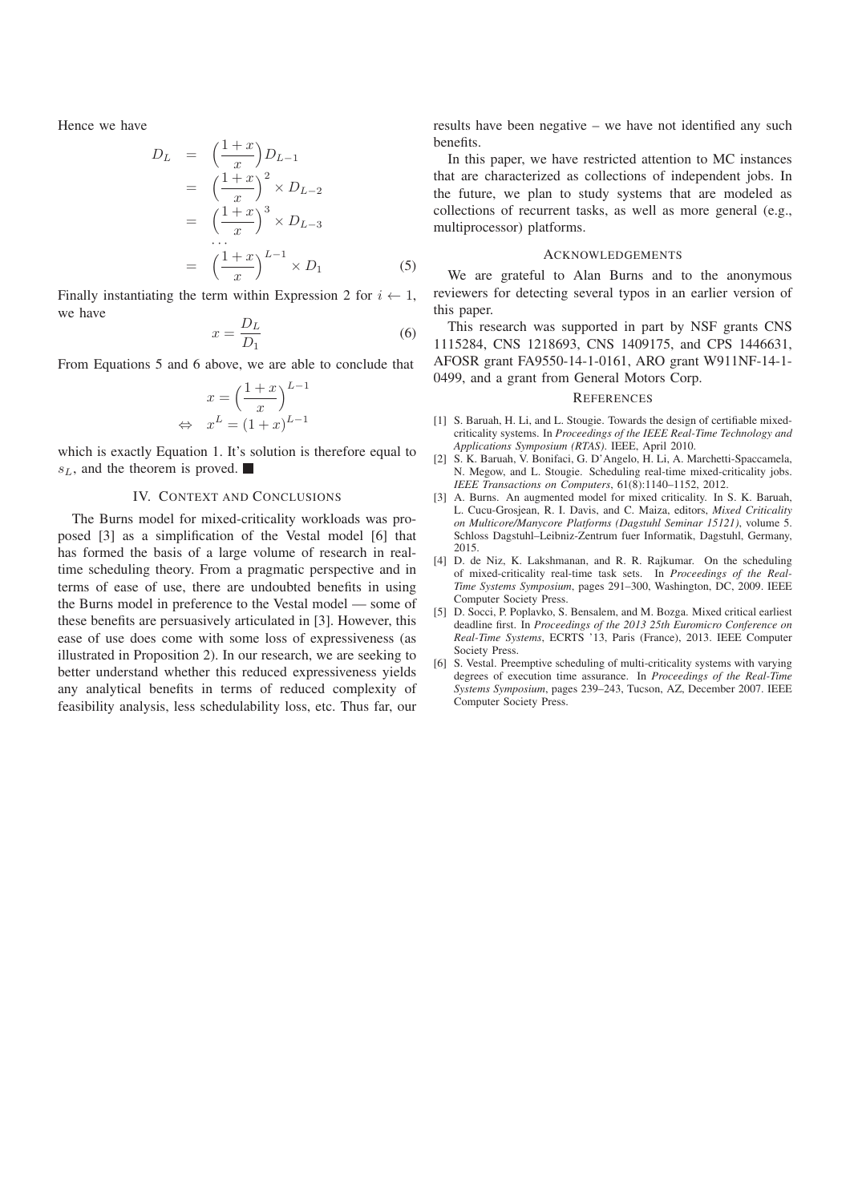Hence we have

$$
\begin{aligned}
D_L &= \Big(\frac{1+x}{x}\Big) D_{L-1} \\
&= \Big(\frac{1+x}{x}\Big)^2 \times D_{L-2} \\
&= \Big(\frac{1+x}{x}\Big)^3 \times D_{L-3} \\
&\cdots \\
&= \Big(\frac{1+x}{x}\Big)^{L-1} \times D_1 \qquad (5)
\end{aligned}
$$

Finally instantiating the term within Expression 2 for $i \leftarrow 1$, we have

$$
x = \frac{D_L}{D_1} \qquad (6)
$$

From Equations 5 and 6 above, we are able to conclude that

$$
\begin{aligned}
& x = \Big(\frac{1+x}{x}\Big)^{L-1} \\
\Leftrightarrow \quad & x^L = (1+x)^{L-1}
\end{aligned}
$$

which is exactly Equation 1. It's solution is therefore equal to $s_L$, and the theorem is proved. ■

## IV. Context and Conclusions

The Burns model for mixed-criticality workloads was proposed [3] as a simplification of the Vestal model [6] that has formed the basis of a large volume of research in real-time scheduling theory. From a pragmatic perspective and in terms of ease of use, there are undoubted benefits in using the Burns model in preference to the Vestal model — some of these benefits are persuasively articulated in [3]. However, this ease of use does come with some loss of expressiveness (as illustrated in Proposition 2). In our research, we are seeking to better understand whether this reduced expressiveness yields any analytical benefits in terms of reduced complexity of feasibility analysis, less schedulability loss, etc. Thus far, our results have been negative – we have not identified any such benefits.

In this paper, we have restricted attention to MC instances that are characterized as collections of independent jobs. In the future, we plan to study systems that are modeled as collections of recurrent tasks, as well as more general (e.g., multiprocessor) platforms.

## Acknowledgements

We are grateful to Alan Burns and to the anonymous reviewers for detecting several typos in an earlier version of this paper.

This research was supported in part by NSF grants CNS 1115284, CNS 1218693, CNS 1409175, and CPS 1446631, AFOSR grant FA9550-14-1-0161, ARO grant W911NF-14-1-0499, and a grant from General Motors Corp.

## References

[1] S. Baruah, H. Li, and L. Stougie. Towards the design of certifiable mixed-criticality systems. In *Proceedings of the IEEE Real-Time Technology and Applications Symposium (RTAS)*. IEEE, April 2010.

[2] S. K. Baruah, V. Bonifaci, G. D'Angelo, H. Li, A. Marchetti-Spaccamela, N. Megow, and L. Stougie. Scheduling real-time mixed-criticality jobs. *IEEE Transactions on Computers*, 61(8):1140–1152, 2012.

[3] A. Burns. An augmented model for mixed criticality. In S. K. Baruah, L. Cucu-Grosjean, R. I. Davis, and C. Maiza, editors, *Mixed Criticality on Multicore/Manycore Platforms (Dagstuhl Seminar 15121)*, volume 5. Schloss Dagstuhl–Leibniz-Zentrum fuer Informatik, Dagstuhl, Germany, 2015.

[4] D. de Niz, K. Lakshmanan, and R. R. Rajkumar. On the scheduling of mixed-criticality real-time task sets. In *Proceedings of the Real-Time Systems Symposium*, pages 291–300, Washington, DC, 2009. IEEE Computer Society Press.

[5] D. Socci, P. Poplavko, S. Bensalem, and M. Bozga. Mixed critical earliest deadline first. In *Proceedings of the 2013 25th Euromicro Conference on Real-Time Systems*, ECRTS '13, Paris (France), 2013. IEEE Computer Society Press.

[6] S. Vestal. Preemptive scheduling of multi-criticality systems with varying degrees of execution time assurance. In *Proceedings of the Real-Time Systems Symposium*, pages 239–243, Tucson, AZ, December 2007. IEEE Computer Society Press.